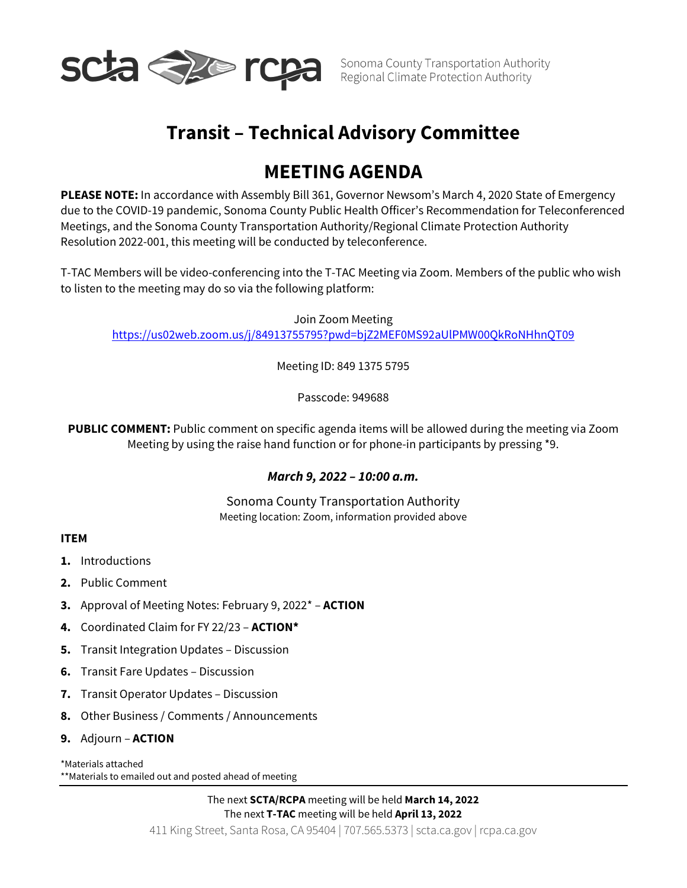Sonoma County Transportation Authority
Regional Climate Protection Authority

# Transit – Technical Advisory Committee

## MEETING AGENDA

**PLEASE NOTE:** In accordance with Assembly Bill 361, Governor Newsom's March 4, 2020 State of Emergency due to the COVID-19 pandemic, Sonoma County Public Health Officer's Recommendation for Teleconferenced Meetings, and the Sonoma County Transportation Authority/Regional Climate Protection Authority Resolution 2022-001, this meeting will be conducted by teleconference.

T-TAC Members will be video-conferencing into the T-TAC Meeting via Zoom. Members of the public who wish to listen to the meeting may do so via the following platform:

Join Zoom Meeting
https://us02web.zoom.us/j/84913755795?pwd=bjZ2MEF0MS92aUlPMW00QkRoNHhnQT09

Meeting ID: 849 1375 5795

Passcode: 949688

**PUBLIC COMMENT:** Public comment on specific agenda items will be allowed during the meeting via Zoom Meeting by using the raise hand function or for phone-in participants by pressing *9.

***March 9, 2022 – 10:00 a.m.***

Sonoma County Transportation Authority
Meeting location: Zoom, information provided above

**ITEM**

1. Introductions
2. Public Comment
3. Approval of Meeting Notes: February 9, 2022* – **ACTION**
4. Coordinated Claim for FY 22/23 – **ACTION***
5. Transit Integration Updates – Discussion
6. Transit Fare Updates – Discussion
7. Transit Operator Updates – Discussion
8. Other Business / Comments / Announcements
9. Adjourn – **ACTION**

*Materials attached
**Materials to emailed out and posted ahead of meeting

---

The next **SCTA/RCPA** meeting will be held **March 14, 2022**
The next **T-TAC** meeting will be held **April 13, 2022**
411 King Street, Santa Rosa, CA 95404 | 707.565.5373 | scta.ca.gov | rcpa.ca.gov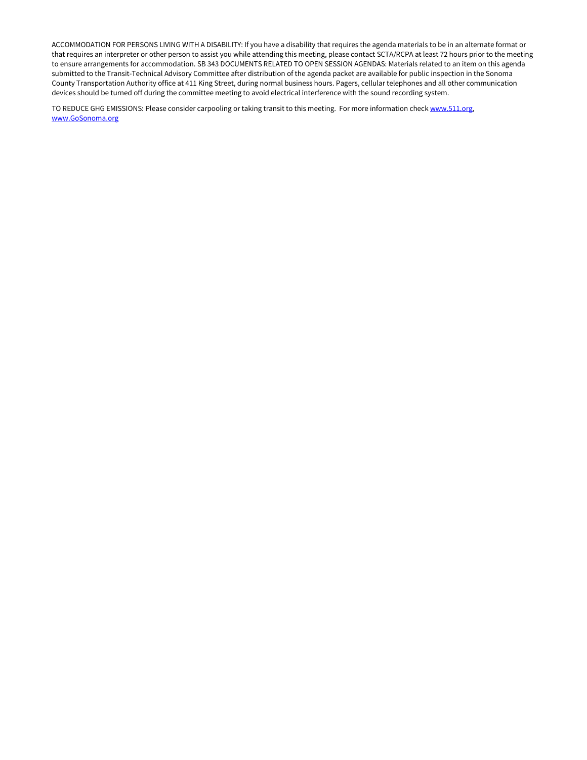ACCOMMODATION FOR PERSONS LIVING WITH A DISABILITY: If you have a disability that requires the agenda materials to be in an alternate format or that requires an interpreter or other person to assist you while attending this meeting, please contact SCTA/RCPA at least 72 hours prior to the meeting to ensure arrangements for accommodation. SB 343 DOCUMENTS RELATED TO OPEN SESSION AGENDAS: Materials related to an item on this agenda submitted to the Transit-Technical Advisory Committee after distribution of the agenda packet are available for public inspection in the Sonoma County Transportation Authority office at 411 King Street, during normal business hours. Pagers, cellular telephones and all other communication devices should be turned off during the committee meeting to avoid electrical interference with the sound recording system.

TO REDUCE GHG EMISSIONS: Please consider carpooling or taking transit to this meeting. For more information check [www.511.org](http://www.511.org), [www.GoSonoma.org](http://www.GoSonoma.org)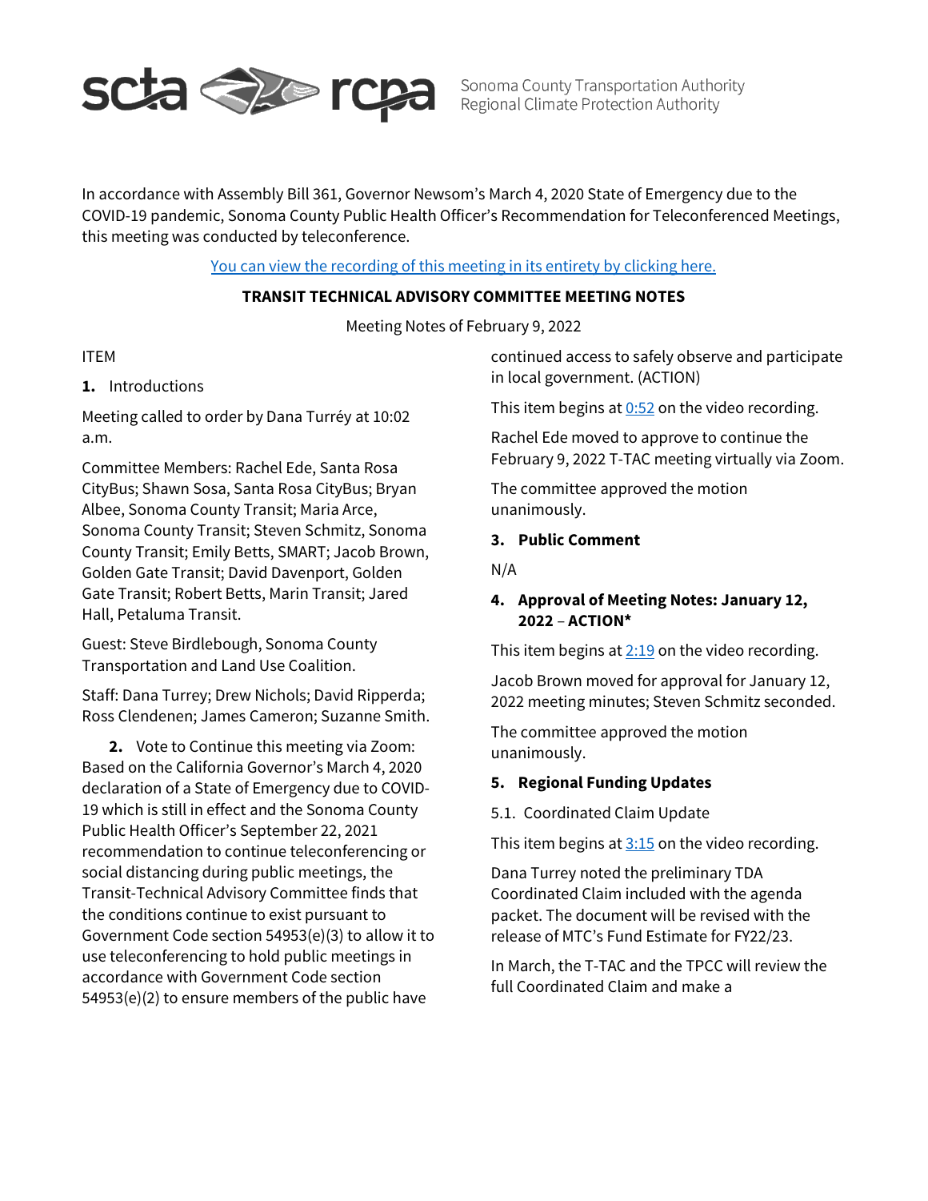In accordance with Assembly Bill 361, Governor Newsom's March 4, 2020 State of Emergency due to the COVID-19 pandemic, Sonoma County Public Health Officer's Recommendation for Teleconferenced Meetings, this meeting was conducted by teleconference.

You can view the recording of this meeting in its entirety by clicking here.

**TRANSIT TECHNICAL ADVISORY COMMITTEE MEETING NOTES**

Meeting Notes of February 9, 2022

ITEM

**1.** Introductions

Meeting called to order by Dana Turréy at 10:02 a.m.

Committee Members: Rachel Ede, Santa Rosa CityBus; Shawn Sosa, Santa Rosa CityBus; Bryan Albee, Sonoma County Transit; Maria Arce, Sonoma County Transit; Steven Schmitz, Sonoma County Transit; Emily Betts, SMART; Jacob Brown, Golden Gate Transit; David Davenport, Golden Gate Transit; Robert Betts, Marin Transit; Jared Hall, Petaluma Transit.

Guest: Steve Birdlebough, Sonoma County Transportation and Land Use Coalition.

Staff: Dana Turrey; Drew Nichols; David Ripperda; Ross Clendenen; James Cameron; Suzanne Smith.

**2.** Vote to Continue this meeting via Zoom: Based on the California Governor's March 4, 2020 declaration of a State of Emergency due to COVID-19 which is still in effect and the Sonoma County Public Health Officer's September 22, 2021 recommendation to continue teleconferencing or social distancing during public meetings, the Transit-Technical Advisory Committee finds that the conditions continue to exist pursuant to Government Code section 54953(e)(3) to allow it to use teleconferencing to hold public meetings in accordance with Government Code section 54953(e)(2) to ensure members of the public have continued access to safely observe and participate in local government. (ACTION)

This item begins at 0:52 on the video recording.

Rachel Ede moved to approve to continue the February 9, 2022 T-TAC meeting virtually via Zoom.

The committee approved the motion unanimously.

**3. Public Comment**

N/A

**4. Approval of Meeting Notes: January 12, 2022 – ACTION***

This item begins at 2:19 on the video recording.

Jacob Brown moved for approval for January 12, 2022 meeting minutes; Steven Schmitz seconded.

The committee approved the motion unanimously.

**5. Regional Funding Updates**

5.1. Coordinated Claim Update

This item begins at 3:15 on the video recording.

Dana Turrey noted the preliminary TDA Coordinated Claim included with the agenda packet. The document will be revised with the release of MTC's Fund Estimate for FY22/23.

In March, the T-TAC and the TPCC will review the full Coordinated Claim and make a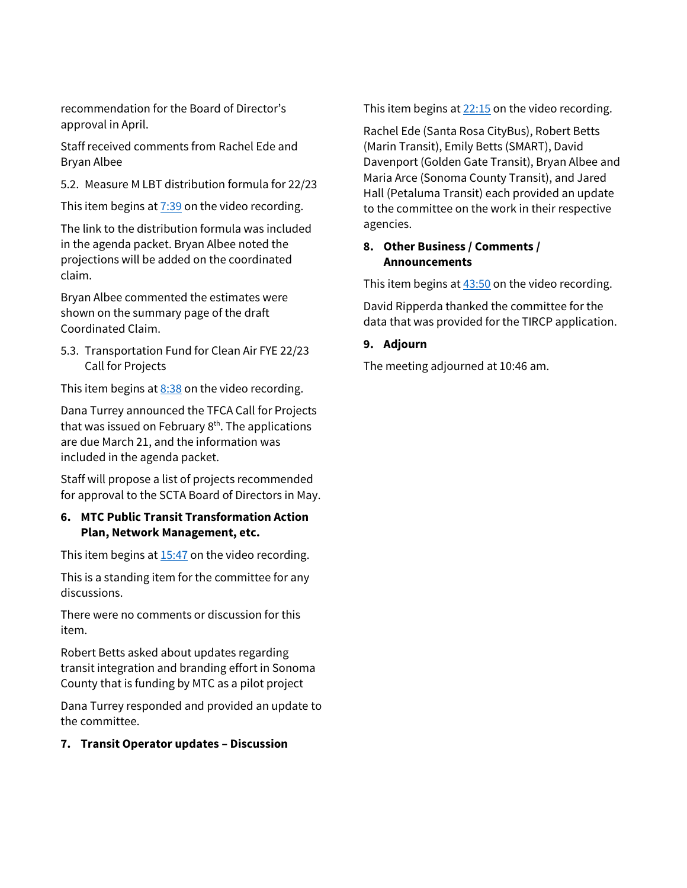recommendation for the Board of Director's approval in April.

Staff received comments from Rachel Ede and Bryan Albee

5.2. Measure M LBT distribution formula for 22/23

This item begins at 7:39 on the video recording.

The link to the distribution formula was included in the agenda packet. Bryan Albee noted the projections will be added on the coordinated claim.

Bryan Albee commented the estimates were shown on the summary page of the draft Coordinated Claim.

5.3. Transportation Fund for Clean Air FYE 22/23 Call for Projects

This item begins at 8:38 on the video recording.

Dana Turrey announced the TFCA Call for Projects that was issued on February 8th. The applications are due March 21, and the information was included in the agenda packet.

Staff will propose a list of projects recommended for approval to the SCTA Board of Directors in May.

**6. MTC Public Transit Transformation Action Plan, Network Management, etc.**

This item begins at 15:47 on the video recording.

This is a standing item for the committee for any discussions.

There were no comments or discussion for this item.

Robert Betts asked about updates regarding transit integration and branding effort in Sonoma County that is funding by MTC as a pilot project

Dana Turrey responded and provided an update to the committee.

**7. Transit Operator updates – Discussion**

This item begins at 22:15 on the video recording.

Rachel Ede (Santa Rosa CityBus), Robert Betts (Marin Transit), Emily Betts (SMART), David Davenport (Golden Gate Transit), Bryan Albee and Maria Arce (Sonoma County Transit), and Jared Hall (Petaluma Transit) each provided an update to the committee on the work in their respective agencies.

**8. Other Business / Comments / Announcements**

This item begins at 43:50 on the video recording.

David Ripperda thanked the committee for the data that was provided for the TIRCP application.

**9. Adjourn**

The meeting adjourned at 10:46 am.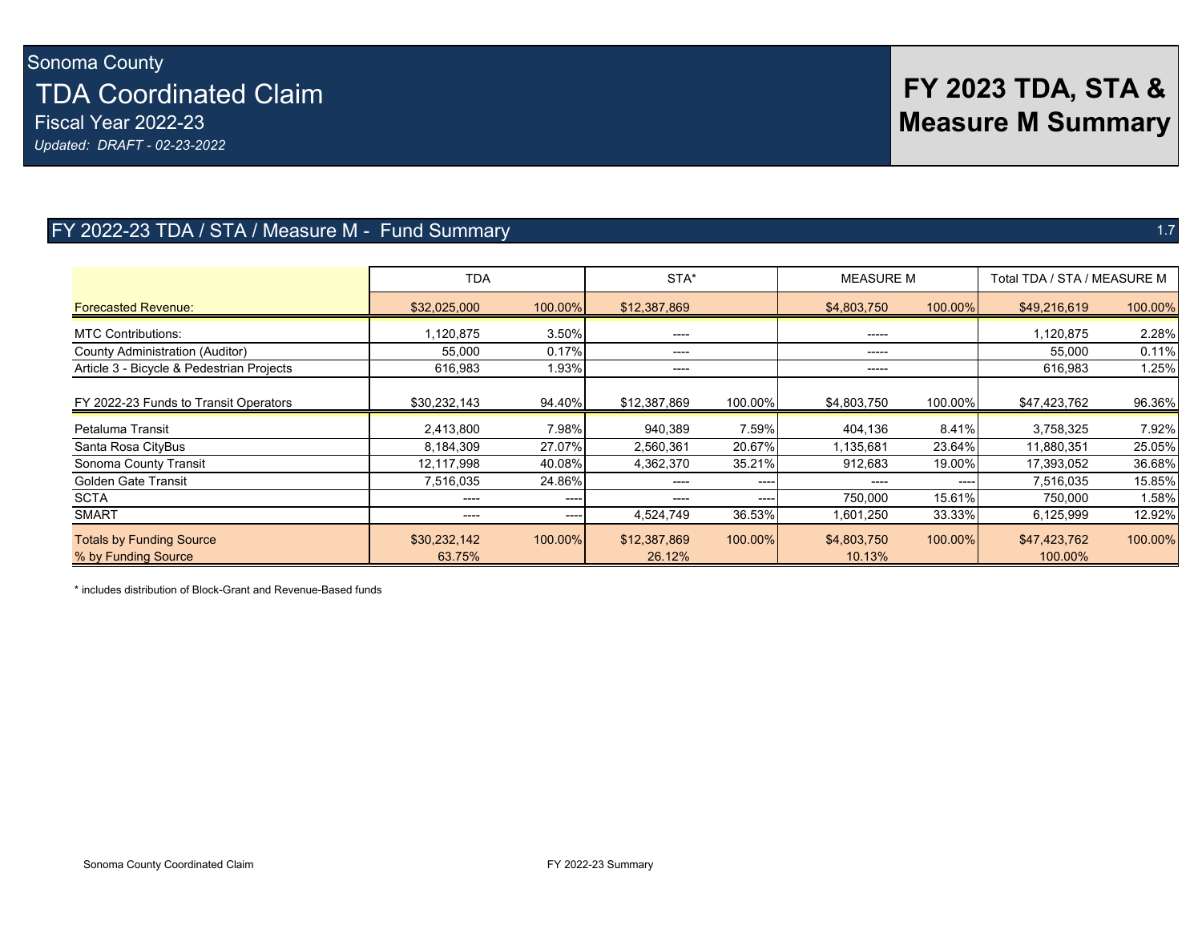Sonoma County

# TDA Coordinated Claim

Fiscal Year 2022-23

*Updated: DRAFT - 02-23-2022*

# FY 2023 TDA, STA & Measure M Summary

## FY 2022-23 TDA / STA / Measure M - Fund Summary

1.7

| | TDA | | STA* | | MEASURE M | | Total TDA / STA / MEASURE M | |
|---|---|---|---|---|---|---|---|---|
| Forecasted Revenue: | $32,025,000 | 100.00% | $12,387,869 | | $4,803,750 | 100.00% | $49,216,619 | 100.00% |
| MTC Contributions: | 1,120,875 | 3.50% | ---- | | ----- | | 1,120,875 | 2.28% |
| County Administration (Auditor) | 55,000 | 0.17% | ---- | | ----- | | 55,000 | 0.11% |
| Article 3 - Bicycle & Pedestrian Projects | 616,983 | 1.93% | ---- | | ----- | | 616,983 | 1.25% |
| FY 2022-23 Funds to Transit Operators | $30,232,143 | 94.40% | $12,387,869 | 100.00% | $4,803,750 | 100.00% | $47,423,762 | 96.36% |
| Petaluma Transit | 2,413,800 | 7.98% | 940,389 | 7.59% | 404,136 | 8.41% | 3,758,325 | 7.92% |
| Santa Rosa CityBus | 8,184,309 | 27.07% | 2,560,361 | 20.67% | 1,135,681 | 23.64% | 11,880,351 | 25.05% |
| Sonoma County Transit | 12,117,998 | 40.08% | 4,362,370 | 35.21% | 912,683 | 19.00% | 17,393,052 | 36.68% |
| Golden Gate Transit | 7,516,035 | 24.86% | ---- | ---- | ---- | ---- | 7,516,035 | 15.85% |
| SCTA | ---- | ---- | ---- | ---- | 750,000 | 15.61% | 750,000 | 1.58% |
| SMART | ---- | ---- | 4,524,749 | 36.53% | 1,601,250 | 33.33% | 6,125,999 | 12.92% |
| Totals by Funding Source | $30,232,142 | 100.00% | $12,387,869 | 100.00% | $4,803,750 | 100.00% | $47,423,762 | 100.00% |
| % by Funding Source | 63.75% | | 26.12% | | 10.13% | | 100.00% | |

* includes distribution of Block-Grant and Revenue-Based funds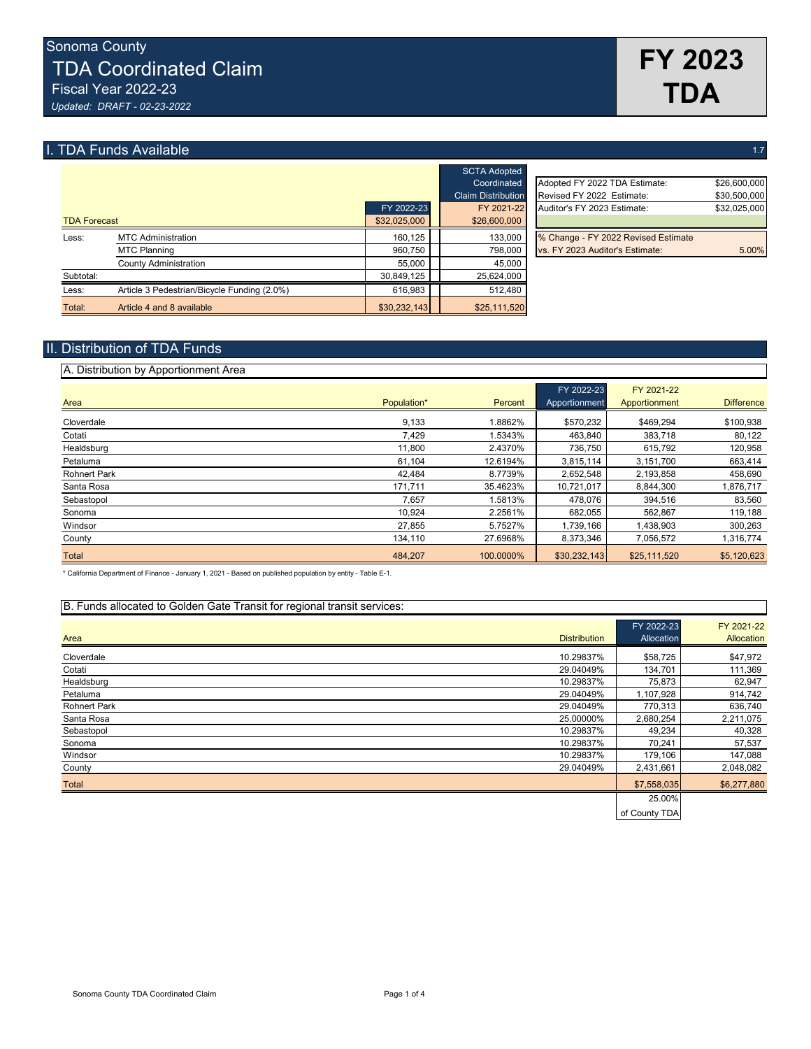# Sonoma County
# TDA Coordinated Claim

Fiscal Year 2022-23

*Updated: DRAFT - 02-23-2022*

**FY 2023 TDA**

## I. TDA Funds Available

1.7

| TDA Forecast | | FY 2022-23 | SCTA Adopted Coordinated Claim Distribution FY 2021-22 |
|---|---|---|---|
| | | $32,025,000 | $26,600,000 |
| Less: | MTC Administration | 160,125 | 133,000 |
| | MTC Planning | 960,750 | 798,000 |
| | County Administration | 55,000 | 45,000 |
| Subtotal: | | 30,849,125 | 25,624,000 |
| Less: | Article 3 Pedestrian/Bicycle Funding (2.0%) | 616,983 | 512,480 |
| Total: | Article 4 and 8 available | $30,232,143 | $25,111,520 |

| | |
|---|---|
| Adopted FY 2022 TDA Estimate: | $26,600,000 |
| Revised FY 2022 Estimate: | $30,500,000 |
| Auditor's FY 2023 Estimate: | $32,025,000 |
| % Change - FY 2022 Revised Estimate vs. FY 2023 Auditor's Estimate: | 5.00% |

## II. Distribution of TDA Funds

### A. Distribution by Apportionment Area

| Area | Population* | Percent | FY 2022-23 Apportionment | FY 2021-22 Apportionment | Difference |
|---|---|---|---|---|---|
| Cloverdale | 9,133 | 1.8862% | $570,232 | $469,294 | $100,938 |
| Cotati | 7,429 | 1.5343% | 463,840 | 383,718 | 80,122 |
| Healdsburg | 11,800 | 2.4370% | 736,750 | 615,792 | 120,958 |
| Petaluma | 61,104 | 12.6194% | 3,815,114 | 3,151,700 | 663,414 |
| Rohnert Park | 42,484 | 8.7739% | 2,652,548 | 2,193,858 | 458,690 |
| Santa Rosa | 171,711 | 35.4623% | 10,721,017 | 8,844,300 | 1,876,717 |
| Sebastopol | 7,657 | 1.5813% | 478,076 | 394,516 | 83,560 |
| Sonoma | 10,924 | 2.2561% | 682,055 | 562,867 | 119,188 |
| Windsor | 27,855 | 5.7527% | 1,739,166 | 1,438,903 | 300,263 |
| County | 134,110 | 27.6968% | 8,373,346 | 7,056,572 | 1,316,774 |
| Total | 484,207 | 100.0000% | $30,232,143 | $25,111,520 | $5,120,623 |

\* California Department of Finance - January 1, 2021 - Based on published population by entity - Table E-1.

### B. Funds allocated to Golden Gate Transit for regional transit services:

| Area | Distribution | FY 2022-23 Allocation | FY 2021-22 Allocation |
|---|---|---|---|
| Cloverdale | 10.29837% | $58,725 | $47,972 |
| Cotati | 29.04049% | 134,701 | 111,369 |
| Healdsburg | 10.29837% | 75,873 | 62,947 |
| Petaluma | 29.04049% | 1,107,928 | 914,742 |
| Rohnert Park | 29.04049% | 770,313 | 636,740 |
| Santa Rosa | 25.00000% | 2,680,254 | 2,211,075 |
| Sebastopol | 10.29837% | 49,234 | 40,328 |
| Sonoma | 10.29837% | 70,241 | 57,537 |
| Windsor | 10.29837% | 179,106 | 147,088 |
| County | 29.04049% | 2,431,661 | 2,048,082 |
| Total | | $7,558,035 | $6,277,880 |
| | | 25.00% of County TDA | |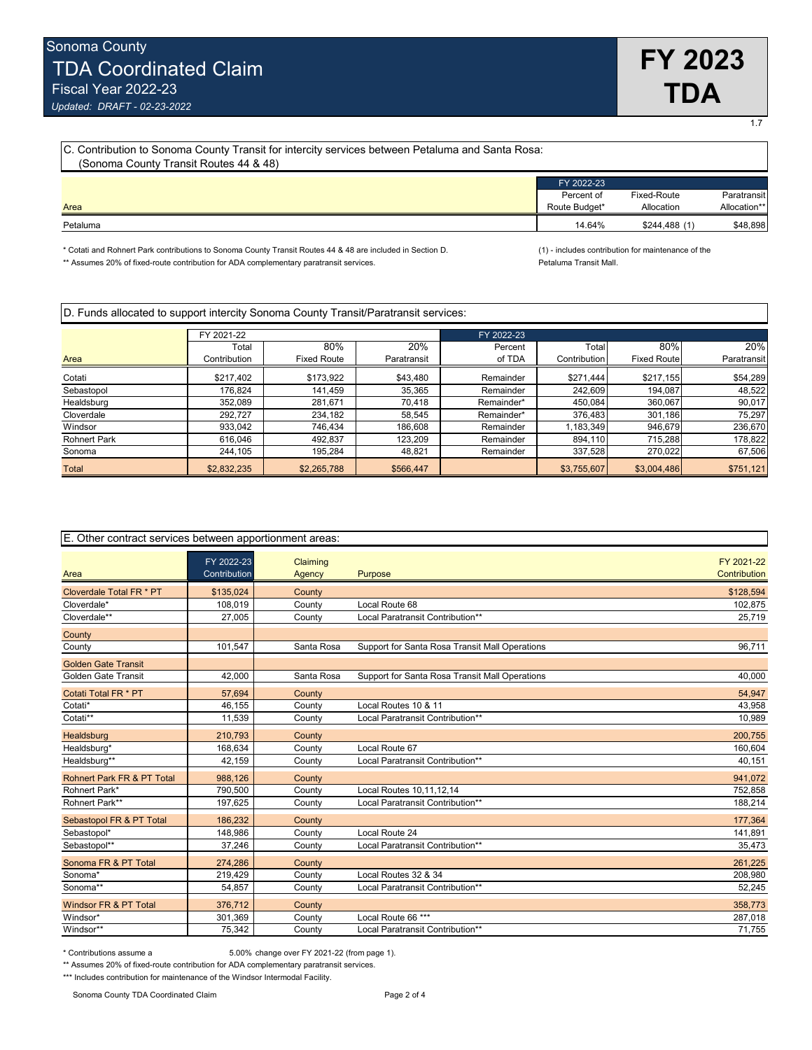# Sonoma County TDA Coordinated Claim

Fiscal Year 2022-23

*Updated: DRAFT - 02-23-2022*

**FY 2023 TDA**

1.7

## C. Contribution to Sonoma County Transit for intercity services between Petaluma and Santa Rosa: (Sonoma County Transit Routes 44 & 48)

| Area | FY 2022-23 Percent of Route Budget* | Fixed-Route Allocation | Paratransit Allocation** |
|---|---|---|---|
| Petaluma | 14.64% | $244,488 (1) | $48,898 |

\* Cotati and Rohnert Park contributions to Sonoma County Transit Routes 44 & 48 are included in Section D.

** Assumes 20% of fixed-route contribution for ADA complementary paratransit services.

(1) - includes contribution for maintenance of the Petaluma Transit Mall.

## D. Funds allocated to support intercity Sonoma County Transit/Paratransit services:

| | FY 2021-22 | | | FY 2022-23 | | | |
|---|---|---|---|---|---|---|---|
| Area | Total Contribution | 80% Fixed Route | 20% Paratransit | Percent of TDA | Total Contribution | 80% Fixed Route | 20% Paratransit |
| Cotati | $217,402 | $173,922 | $43,480 | Remainder | $271,444 | $217,155 | $54,289 |
| Sebastopol | 176,824 | 141,459 | 35,365 | Remainder | 242,609 | 194,087 | 48,522 |
| Healdsburg | 352,089 | 281,671 | 70,418 | Remainder* | 450,084 | 360,067 | 90,017 |
| Cloverdale | 292,727 | 234,182 | 58,545 | Remainder* | 376,483 | 301,186 | 75,297 |
| Windsor | 933,042 | 746,434 | 186,608 | Remainder | 1,183,349 | 946,679 | 236,670 |
| Rohnert Park | 616,046 | 492,837 | 123,209 | Remainder | 894,110 | 715,288 | 178,822 |
| Sonoma | 244,105 | 195,284 | 48,821 | Remainder | 337,528 | 270,022 | 67,506 |
| Total | $2,832,235 | $2,265,788 | $566,447 | | $3,755,607 | $3,004,486 | $751,121 |

## E. Other contract services between apportionment areas:

| Area | FY 2022-23 Contribution | Claiming Agency | Purpose | FY 2021-22 Contribution |
|---|---|---|---|---|
| Cloverdale Total FR * PT | $135,024 | County | | $128,594 |
| Cloverdale* | 108,019 | County | Local Route 68 | 102,875 |
| Cloverdale** | 27,005 | County | Local Paratransit Contribution** | 25,719 |
| County | | | | |
| County | 101,547 | Santa Rosa | Support for Santa Rosa Transit Mall Operations | 96,711 |
| Golden Gate Transit | | | | |
| Golden Gate Transit | 42,000 | Santa Rosa | Support for Santa Rosa Transit Mall Operations | 40,000 |
| Cotati Total FR * PT | 57,694 | County | | 54,947 |
| Cotati* | 46,155 | County | Local Routes 10 & 11 | 43,958 |
| Cotati** | 11,539 | County | Local Paratransit Contribution** | 10,989 |
| Healdsburg | 210,793 | County | | 200,755 |
| Healdsburg* | 168,634 | County | Local Route 67 | 160,604 |
| Healdsburg** | 42,159 | County | Local Paratransit Contribution** | 40,151 |
| Rohnert Park FR & PT Total | 988,126 | County | | 941,072 |
| Rohnert Park* | 790,500 | County | Local Routes 10,11,12,14 | 752,858 |
| Rohnert Park** | 197,625 | County | Local Paratransit Contribution** | 188,214 |
| Sebastopol FR & PT Total | 186,232 | County | | 177,364 |
| Sebastopol* | 148,986 | County | Local Route 24 | 141,891 |
| Sebastopol** | 37,246 | County | Local Paratransit Contribution** | 35,473 |
| Sonoma FR & PT Total | 274,286 | County | | 261,225 |
| Sonoma* | 219,429 | County | Local Routes 32 & 34 | 208,980 |
| Sonoma** | 54,857 | County | Local Paratransit Contribution** | 52,245 |
| Windsor FR & PT Total | 376,712 | County | | 358,773 |
| Windsor* | 301,369 | County | Local Route 66 *** | 287,018 |
| Windsor** | 75,342 | County | Local Paratransit Contribution** | 71,755 |

\* Contributions assume a 5.00% change over FY 2021-22 (from page 1).

** Assumes 20% of fixed-route contribution for ADA complementary paratransit services.

*** Includes contribution for maintenance of the Windsor Intermodal Facility.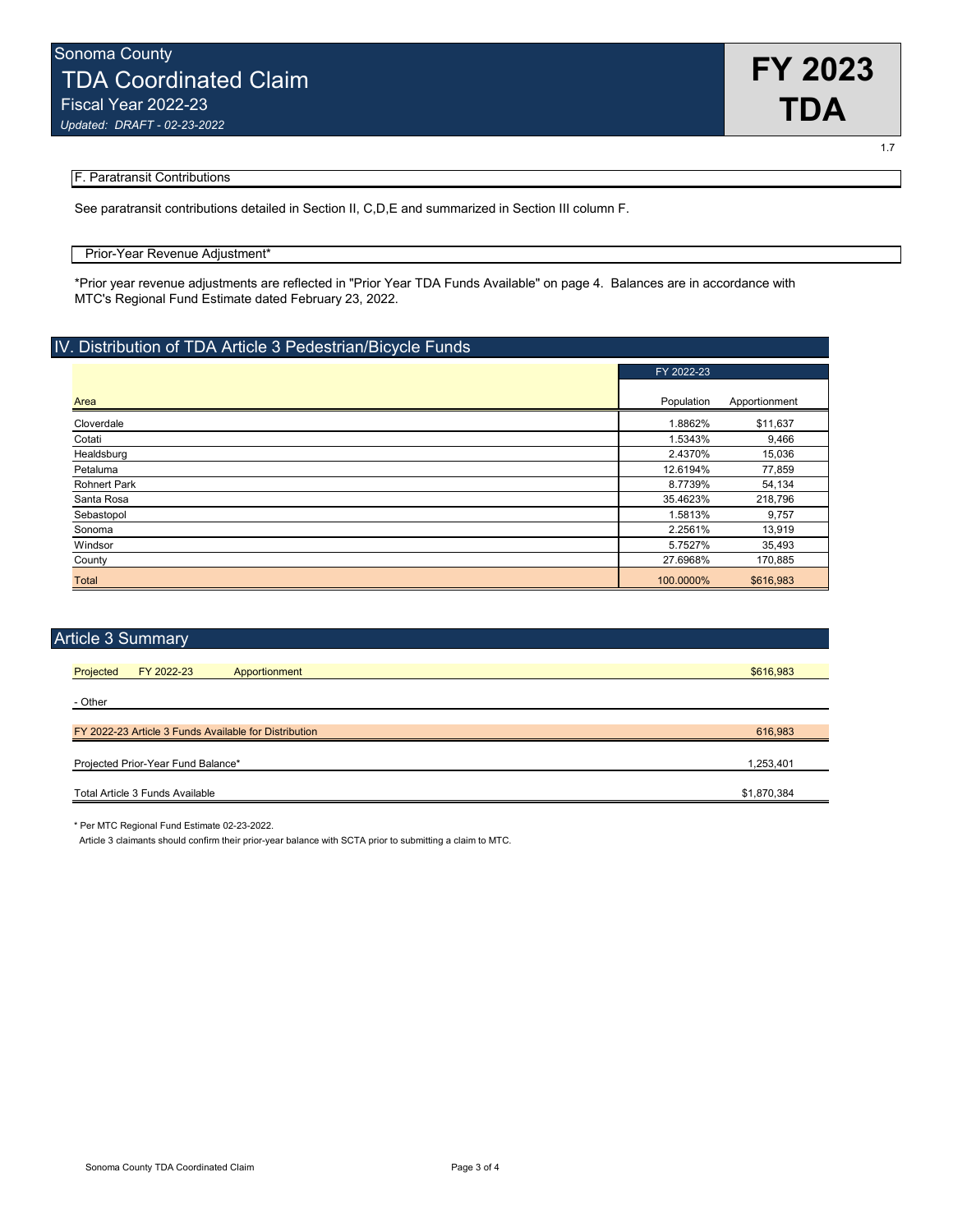# Sonoma County TDA Coordinated Claim

Fiscal Year 2022-23

*Updated: DRAFT - 02-23-2022*

**FY 2023 TDA**

1.7

### F. Paratransit Contributions

See paratransit contributions detailed in Section II, C,D,E and summarized in Section III column F.

### Prior-Year Revenue Adjustment*

*Prior year revenue adjustments are reflected in "Prior Year TDA Funds Available" on page 4. Balances are in accordance with MTC's Regional Fund Estimate dated February 23, 2022.

## IV. Distribution of TDA Article 3 Pedestrian/Bicycle Funds

| | FY 2022-23 | |
|---|---|---|
| Area | Population | Apportionment |
| Cloverdale | 1.8862% | $11,637 |
| Cotati | 1.5343% | 9,466 |
| Healdsburg | 2.4370% | 15,036 |
| Petaluma | 12.6194% | 77,859 |
| Rohnert Park | 8.7739% | 54,134 |
| Santa Rosa | 35.4623% | 218,796 |
| Sebastopol | 1.5813% | 9,757 |
| Sonoma | 2.2561% | 13,919 |
| Windsor | 5.7527% | 35,493 |
| County | 27.6968% | 170,885 |
| Total | 100.0000% | $616,983 |

## Article 3 Summary

| | |
|---|---|
| Projected FY 2022-23 Apportionment | $616,983 |
| - Other | |
| FY 2022-23 Article 3 Funds Available for Distribution | 616,983 |
| Projected Prior-Year Fund Balance* | 1,253,401 |
| Total Article 3 Funds Available | $1,870,384 |

* Per MTC Regional Fund Estimate 02-23-2022.

Article 3 claimants should confirm their prior-year balance with SCTA prior to submitting a claim to MTC.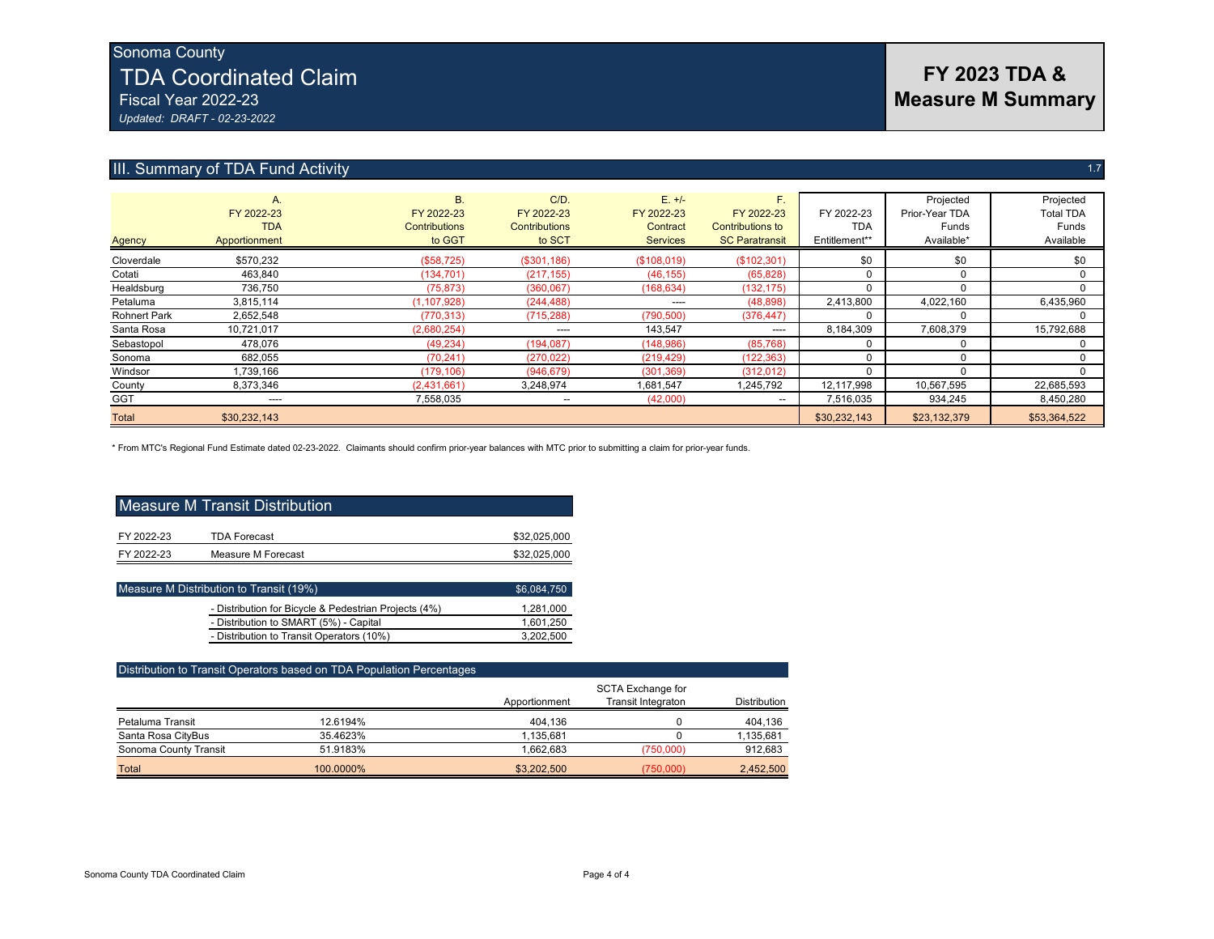Sonoma County

# TDA Coordinated Claim

Fiscal Year 2022-23

*Updated: DRAFT - 02-23-2022*

## FY 2023 TDA & Measure M Summary

## III. Summary of TDA Fund Activity

1.7

| Agency | A. FY 2022-23 TDA Apportionment | B. FY 2022-23 Contributions to GGT | C/D. FY 2022-23 Contributions to SCT | E. +/- FY 2022-23 Contract Services | F. FY 2022-23 Contributions to SC Paratransit | FY 2022-23 TDA Entitlement** | Projected Prior-Year TDA Funds Available* | Projected Total TDA Funds Available |
|---|---|---|---|---|---|---|---|---|
| Cloverdale | $570,232 | ($58,725) | ($301,186) | ($108,019) | ($102,301) | $0 | $0 | $0 |
| Cotati | 463,840 | (134,701) | (217,155) | (46,155) | (65,828) | 0 | 0 | 0 |
| Healdsburg | 736,750 | (75,873) | (360,067) | (168,634) | (132,175) | 0 | 0 | 0 |
| Petaluma | 3,815,114 | (1,107,928) | (244,488) | ---- | (48,898) | 2,413,800 | 4,022,160 | 6,435,960 |
| Rohnert Park | 2,652,548 | (770,313) | (715,288) | (790,500) | (376,447) | 0 | 0 | 0 |
| Santa Rosa | 10,721,017 | (2,680,254) | ---- | 143,547 | ---- | 8,184,309 | 7,608,379 | 15,792,688 |
| Sebastopol | 478,076 | (49,234) | (194,087) | (148,986) | (85,768) | 0 | 0 | 0 |
| Sonoma | 682,055 | (70,241) | (270,022) | (219,429) | (122,363) | 0 | 0 | 0 |
| Windsor | 1,739,166 | (179,106) | (946,679) | (301,369) | (312,012) | 0 | 0 | 0 |
| County | 8,373,346 | (2,431,661) | 3,248,974 | 1,681,547 | 1,245,792 | 12,117,998 | 10,567,595 | 22,685,593 |
| GGT | ---- | 7,558,035 | -- | (42,000) | -- | 7,516,035 | 934,245 | 8,450,280 |
| Total | $30,232,143 | | | | | $30,232,143 | $23,132,379 | $53,364,522 |

\* From MTC's Regional Fund Estimate dated 02-23-2022. Claimants should confirm prior-year balances with MTC prior to submitting a claim for prior-year funds.

## Measure M Transit Distribution

| | | |
|---|---|---|
| FY 2022-23 | TDA Forecast | $32,025,000 |
| FY 2022-23 | Measure M Forecast | $32,025,000 |

| Measure M Distribution to Transit (19%) | $6,084,750 |
|---|---|
| - Distribution for Bicycle & Pedestrian Projects (4%) | 1,281,000 |
| - Distribution to SMART (5%) - Capital | 1,601,250 |
| - Distribution to Transit Operators (10%) | 3,202,500 |

### Distribution to Transit Operators based on TDA Population Percentages

| | | Apportionment | SCTA Exchange for Transit Integraton | Distribution |
|---|---|---|---|---|
| Petaluma Transit | 12.6194% | 404,136 | 0 | 404,136 |
| Santa Rosa CityBus | 35.4623% | 1,135,681 | 0 | 1,135,681 |
| Sonoma County Transit | 51.9183% | 1,662,683 | (750,000) | 912,683 |
| Total | 100.0000% | $3,202,500 | (750,000) | 2,452,500 |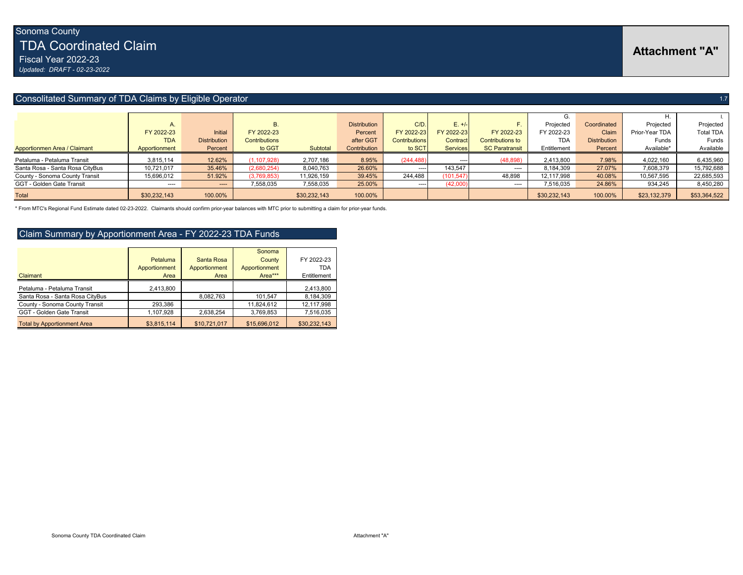Sonoma County

# TDA Coordinated Claim

Fiscal Year 2022-23

*Updated: DRAFT - 02-23-2022*

**Attachment "A"**

## Consolitated Summary of TDA Claims by Eligible Operator

1.7

| Apportionmen Area / Claimant | A. FY 2022-23 TDA Apportionment | Initial Distribution Percent | B. FY 2022-23 Contributions to GGT | Subtotal | Distribution Percent after GGT Contribution | C/D. FY 2022-23 Contributions to SCT | E. +/- FY 2022-23 Contract Services | F. FY 2022-23 Contributions to SC Paratransit | G. Projected FY 2022-23 TDA Entitlement | Coordinated Claim Distribution Percent | H. Projected Prior-Year TDA Funds Available* | I. Projected Total TDA Funds Available |
|---|---|---|---|---|---|---|---|---|---|---|---|---|
| Petaluma - Petaluma Transit | 3,815,114 | 12.62% | (1,107,928) | 2,707,186 | 8.95% | (244,488) | ---- | (48,898) | 2,413,800 | 7.98% | 4,022,160 | 6,435,960 |
| Santa Rosa - Santa Rosa CityBus | 10,721,017 | 35.46% | (2,680,254) | 8,040,763 | 26.60% | ---- | 143,547 | ---- | 8,184,309 | 27.07% | 7,608,379 | 15,792,688 |
| County - Sonoma County Transit | 15,696,012 | 51.92% | (3,769,853) | 11,926,159 | 39.45% | 244,488 | (101,547) | 48,898 | 12,117,998 | 40.08% | 10,567,595 | 22,685,593 |
| GGT - Golden Gate Transit | ---- | ---- | 7,558,035 | 7,558,035 | 25.00% | ---- | (42,000) | ---- | 7,516,035 | 24.86% | 934,245 | 8,450,280 |
| Total | $30,232,143 | 100.00% | | $30,232,143 | 100.00% | | | | $30,232,143 | 100.00% | $23,132,379 | $53,364,522 |

* From MTC's Regional Fund Estimate dated 02-23-2022. Claimants should confirm prior-year balances with MTC prior to submitting a claim for prior-year funds.

## Claim Summary by Apportionment Area - FY 2022-23 TDA Funds

| Claimant | Petaluma Apportionment Area | Santa Rosa Apportionment Area | Sonoma County Apportionment Area*** | FY 2022-23 TDA Entitlement |
|---|---|---|---|---|
| Petaluma - Petaluma Transit | 2,413,800 | | | 2,413,800 |
| Santa Rosa - Santa Rosa CityBus | | 8,082,763 | 101,547 | 8,184,309 |
| County - Sonoma County Transit | 293,386 | | 11,824,612 | 12,117,998 |
| GGT - Golden Gate Transit | 1,107,928 | 2,638,254 | 3,769,853 | 7,516,035 |
| Total by Apportionment Area | $3,815,114 | $10,721,017 | $15,696,012 | $30,232,143 |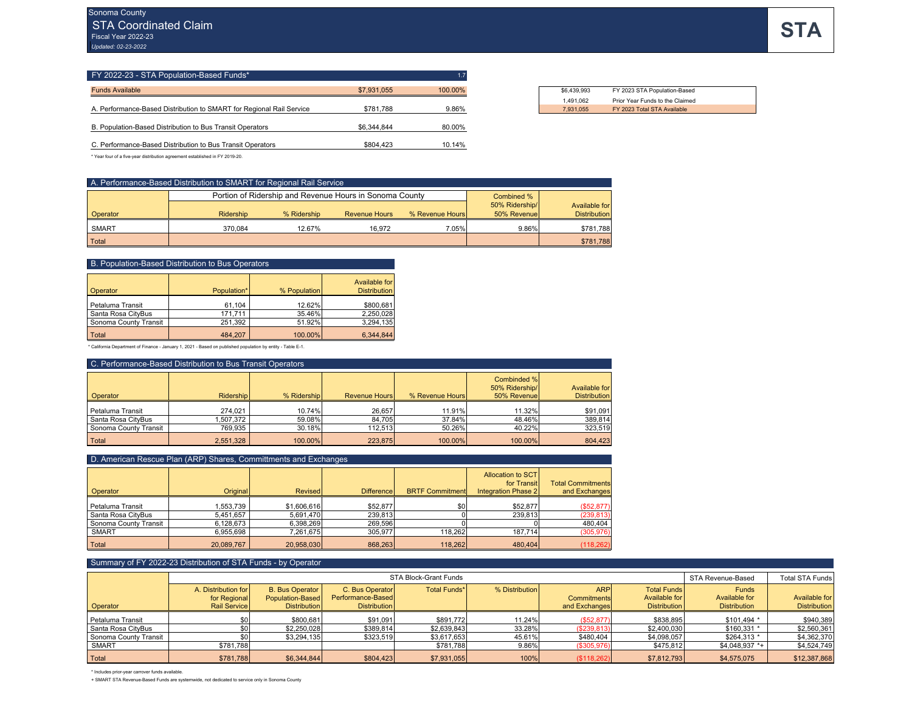Sonoma County

# STA Coordinated Claim

Fiscal Year 2022-23

*Updated: 02-23-2022*

**STA**

| FY 2022-23 - STA Population-Based Funds* | | 1.7 |
|---|---|---|
| Funds Available | $7,931,055 | 100.00% |
| A. Performance-Based Distribution to SMART for Regional Rail Service | $781,788 | 9.86% |
| B. Population-Based Distribution to Bus Transit Operators | $6,344,844 | 80.00% |
| C. Performance-Based Distribution to Bus Transit Operators | $804,423 | 10.14% |

\* Year four of a five-year distribution agreement established in FY 2019-20.

| | |
|---|---|
| $6,439,993 | FY 2023 STA Population-Based |
| 1,491,062 | Prior Year Funds to the Claimed |
| 7,931,055 | FY 2023 Total STA Available |

## A. Performance-Based Distribution to SMART for Regional Rail Service

| | Portion of Ridership and Revenue Hours in Sonoma County | | | | | |
|---|---|---|---|---|---|---|
| Operator | Ridership | % Ridership | Revenue Hours | % Revenue Hours | Combined % 50% Ridership/ 50% Revenue | Available for Distribution |
| SMART | 370,084 | 12.67% | 16,972 | 7.05% | 9.86% | $781,788 |
| Total | | | | | | $781,788 |

## B. Population-Based Distribution to Bus Operators

| Operator | Population* | % Population | Available for Distribution |
|---|---|---|---|
| Petaluma Transit | 61,104 | 12.62% | $800,681 |
| Santa Rosa CityBus | 171,711 | 35.46% | 2,250,028 |
| Sonoma County Transit | 251,392 | 51.92% | 3,294,135 |
| Total | 484,207 | 100.00% | 6,344,844 |

\* California Department of Finance - January 1, 2021 - Based on published population by entity - Table E-1.

## C. Performance-Based Distribution to Bus Transit Operators

| Operator | Ridership | % Ridership | Revenue Hours | % Revenue Hours | Combined % 50% Ridership/ 50% Revenue | Available for Distribution |
|---|---|---|---|---|---|---|
| Petaluma Transit | 274,021 | 10.74% | 26,657 | 11.91% | 11.32% | $91,091 |
| Santa Rosa CityBus | 1,507,372 | 59.08% | 84,705 | 37.84% | 48.46% | 389,814 |
| Sonoma County Transit | 769,935 | 30.18% | 112,513 | 50.26% | 40.22% | 323,519 |
| Total | 2,551,328 | 100.00% | 223,875 | 100.00% | 100.00% | 804,423 |

## D. American Rescue Plan (ARP) Shares, Committments and Exchanges

| Operator | Original | Revised | Difference | BRTF Commitment | Allocation to SCT for Transit Integration Phase 2 | Total Commitments and Exchanges |
|---|---|---|---|---|---|---|
| Petaluma Transit | 1,553,739 | $1,606,616 | $52,877 | $0 | $52,877 | ($52,877) |
| Santa Rosa CityBus | 5,451,657 | 5,691,470 | 239,813 | 0 | 239,813 | (239,813) |
| Sonoma County Transit | 6,128,673 | 6,398,269 | 269,596 | 0 | 0 | 480,404 |
| SMART | 6,955,698 | 7,261,675 | 305,977 | 118,262 | 187,714 | (305,976) |
| Total | 20,089,767 | 20,958,030 | 868,263 | 118,262 | 480,404 | (118,262) |

## Summary of FY 2022-23 Distribution of STA Funds - by Operator

| | STA Block-Grant Funds | | | | | | | STA Revenue-Based | Total STA Funds |
|---|---|---|---|---|---|---|---|---|---|
| Operator | A. Distribution for for Regional Rail Service | B. Bus Operator Population-Based Distribution | C. Bus Operator Performance-Based Distribution | Total Funds* | % Distribution | ARP Commitments and Exchanges | Total Funds Available for Distribution | Funds Available for Distribution | Available for Distribution |
| Petaluma Transit | $0 | $800,681 | $91,091 | $891,772 | 11.24% | ($52,877) | $838,895 | $101,494 * | $940,389 |
| Santa Rosa CityBus | $0 | $2,250,028 | $389,814 | $2,639,843 | 33.28% | ($239,813) | $2,400,030 | $160,331 * | $2,560,361 |
| Sonoma County Transit | $0 | $3,294,135 | $323,519 | $3,617,653 | 45.61% | $480,404 | $4,098,057 | $264,313 * | $4,362,370 |
| SMART | $781,788 | | | $781,788 | 9.86% | ($305,976) | $475,812 | $4,048,937 *+ | $4,524,749 |
| Total | $781,788 | $6,344,844 | $804,423 | $7,931,055 | 100% | ($118,262) | $7,812,793 | $4,575,075 | $12,387,868 |

\* Includes prior-year carrover funds available.

\+ SMART STA Revenue-Based Funds are systemwide, not dedicated to service only in Sonoma County